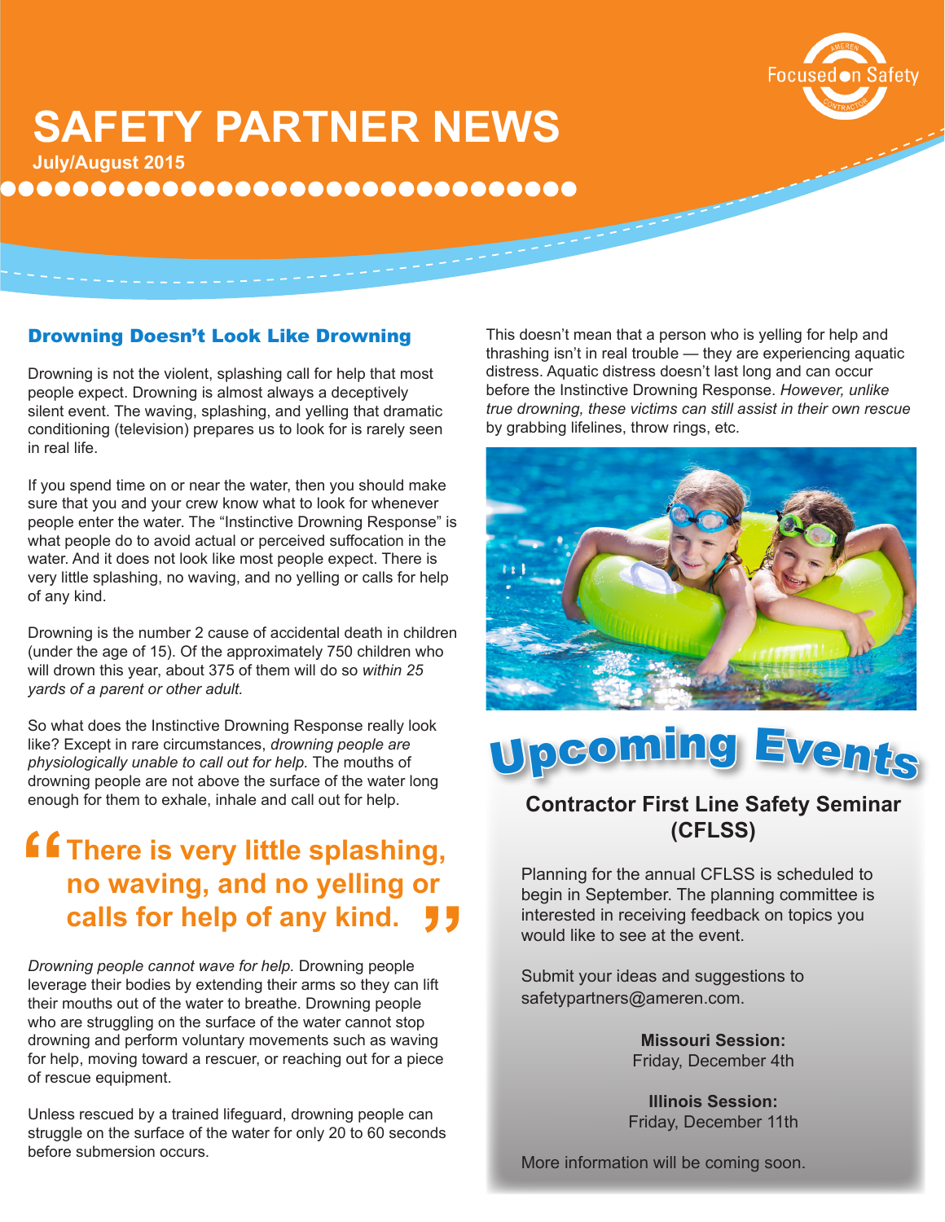# SAFETY PARTNER NEWS

**July/August 2015**

Focused on Safety

## Drowning Doesn't Look Like Drowning

Drowning is not the violent, splashing call for help that most people expect. Drowning is almost always a deceptively silent event. The waving, splashing, and yelling that dramatic conditioning (television) prepares us to look for is rarely seen in real life.

If you spend time on or near the water, then you should make sure that you and your crew know what to look for whenever people enter the water. The "Instinctive Drowning Response" is what people do to avoid actual or perceived suffocation in the water. And it does not look like most people expect. There is very little splashing, no waving, and no yelling or calls for help of any kind.

Drowning is the number 2 cause of accidental death in children (under the age of 15). Of the approximately 750 children who will drown this year, about 375 of them will do so *within 25 yards of a parent or other adult.*

So what does the Instinctive Drowning Response really look like? Except in rare circumstances, *drowning people are physiologically unable to call out for help.* The mouths of drowning people are not above the surface of the water long enough for them to exhale, inhale and call out for help.

> "There is very little splashing, no waving, and no yelling or calls for help of any kind."

*Drowning people cannot wave for help.* Drowning people leverage their bodies by extending their arms so they can lift their mouths out of the water to breathe. Drowning people who are struggling on the surface of the water cannot stop drowning and perform voluntary movements such as waving for help, moving toward a rescuer, or reaching out for a piece of rescue equipment.

Unless rescued by a trained lifeguard, drowning people can struggle on the surface of the water for only 20 to 60 seconds before submersion occurs.

This doesn't mean that a person who is yelling for help and thrashing isn't in real trouble — they are experiencing aquatic distress. Aquatic distress doesn't last long and can occur before the Instinctive Drowning Response. *However, unlike true drowning, these victims can still assist in their own rescue* by grabbing lifelines, throw rings, etc.

## Upcoming Events

### Contractor First Line Safety Seminar (CFLSS)

Planning for the annual CFLSS is scheduled to begin in September. The planning committee is interested in receiving feedback on topics you would like to see at the event.

Submit your ideas and suggestions to safetypartners@ameren.com.

**Missouri Session:**
Friday, December 4th

**Illinois Session:**
Friday, December 11th

More information will be coming soon.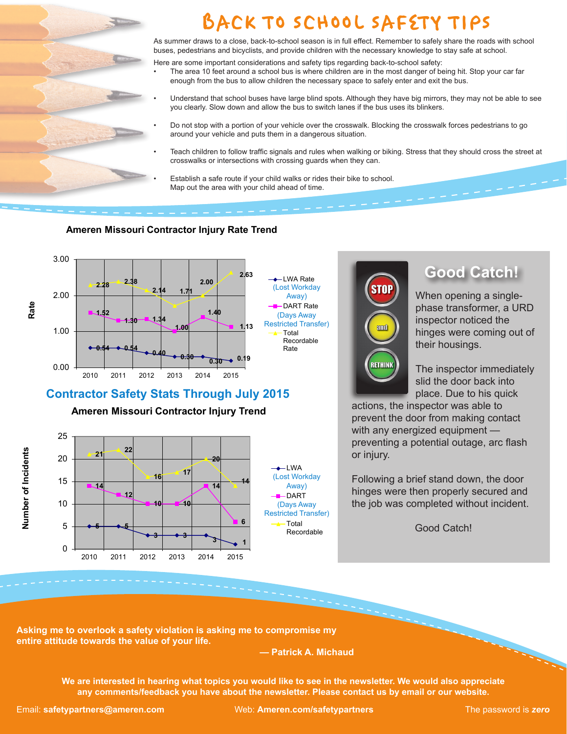# BACK TO SCHOOL SAFETY TIPS

As summer draws to a close, back-to-school season is in full effect. Remember to safely share the roads with school buses, pedestrians and bicyclists, and provide children with the necessary knowledge to stay safe at school.

Here are some important considerations and safety tips regarding back-to-school safety:

- The area 10 feet around a school bus is where children are in the most danger of being hit. Stop your car far enough from the bus to allow children the necessary space to safely enter and exit the bus.
- Understand that school buses have large blind spots. Although they have big mirrors, they may not be able to see you clearly. Slow down and allow the bus to switch lanes if the bus uses its blinkers.
- Do not stop with a portion of your vehicle over the crosswalk. Blocking the crosswalk forces pedestrians to go around your vehicle and puts them in a dangerous situation.
- Teach children to follow traffic signals and rules when walking or biking. Stress that they should cross the street at crosswalks or intersections with crossing guards when they can.
- Establish a safe route if your child walks or rides their bike to school. Map out the area with your child ahead of time.

### Ameren Missouri Contractor Injury Rate Trend

Rate

3.00
2.00
1.00
0.00

2010 2011 2012 2013 2014 2015

LWA Rate (Lost Workday Away): 0.54, 0.54, 0.40, 0.30, 0.30, 0.19

DART Rate (Days Away Restricted Transfer): 1.52, 1.30, 1.34, 1.00, 1.40, 1.13

Total Recordable Rate: 2.28, 2.38, 2.14, 1.71, 2.00, 2.63

## Contractor Safety Stats Through July 2015

### Ameren Missouri Contractor Injury Trend

Number of Incidents

25
20
15
10
5
0

2010 2011 2012 2013 2014 2015

LWA (Lost Workday Away): 5, 5, 3, 3, 3, 1

DART (Days Away Restricted Transfer): 14, 12, 10, 10, 14, 6

Total Recordable: 21, 22, 16, 17, 20, 14

## Good Catch!

STOP and RETHINK

When opening a single-phase transformer, a URD inspector noticed the hinges were coming out of their housings.

The inspector immediately slid the door back into place. Due to his quick actions, the inspector was able to prevent the door from making contact with any energized equipment — preventing a potential outage, arc flash or injury.

Following a brief stand down, the door hinges were then properly secured and the job was completed without incident.

Good Catch!

**Asking me to overlook a safety violation is asking me to compromise my entire attitude towards the value of your life.**

**— Patrick A. Michaud**

**We are interested in hearing what topics you would like to see in the newsletter. We would also appreciate any comments/feedback you have about the newsletter. Please contact us by email or our website.**

Email: **safetypartners@ameren.com** Web: **Ameren.com/safetypartners** The password is ***zero***